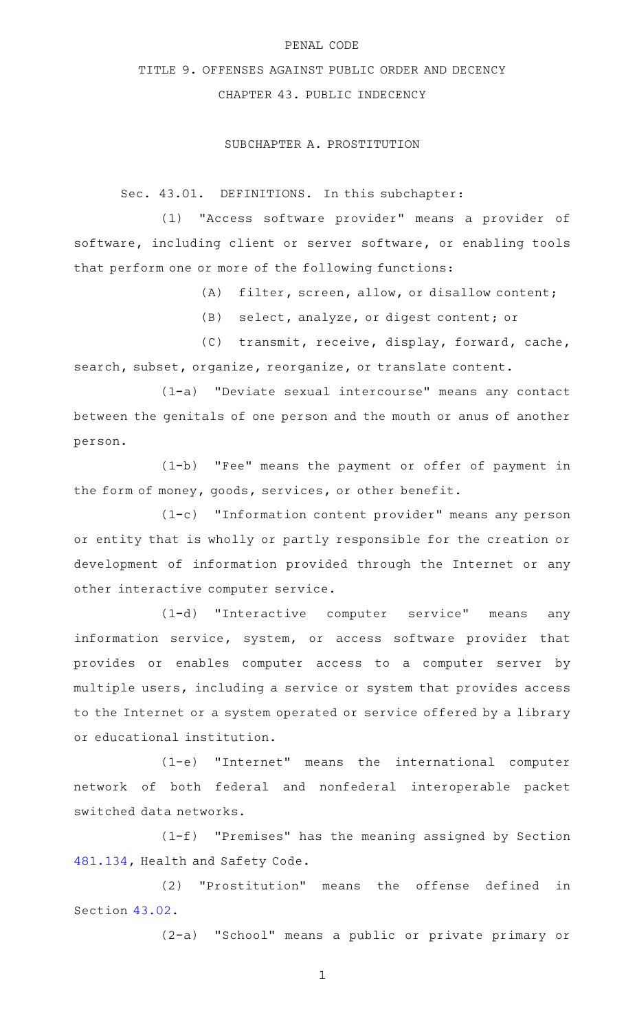PENAL CODE

# TITLE 9. OFFENSES AGAINST PUBLIC ORDER AND DECENCY

## CHAPTER 43. PUBLIC INDECENCY

### SUBCHAPTER A. PROSTITUTION

Sec. 43.01. DEFINITIONS. In this subchapter:

(1) "Access software provider" means a provider of software, including client or server software, or enabling tools that perform one or more of the following functions:

(A) filter, screen, allow, or disallow content;

(B) select, analyze, or digest content; or

(C) transmit, receive, display, forward, cache, search, subset, organize, reorganize, or translate content.

(1-a) "Deviate sexual intercourse" means any contact between the genitals of one person and the mouth or anus of another person.

(1-b) "Fee" means the payment or offer of payment in the form of money, goods, services, or other benefit.

(1-c) "Information content provider" means any person or entity that is wholly or partly responsible for the creation or development of information provided through the Internet or any other interactive computer service.

(1-d) "Interactive computer service" means any information service, system, or access software provider that provides or enables computer access to a computer server by multiple users, including a service or system that provides access to the Internet or a system operated or service offered by a library or educational institution.

(1-e) "Internet" means the international computer network of both federal and nonfederal interoperable packet switched data networks.

(1-f) "Premises" has the meaning assigned by Section 481.134, Health and Safety Code.

(2) "Prostitution" means the offense defined in Section 43.02.

(2-a) "School" means a public or private primary or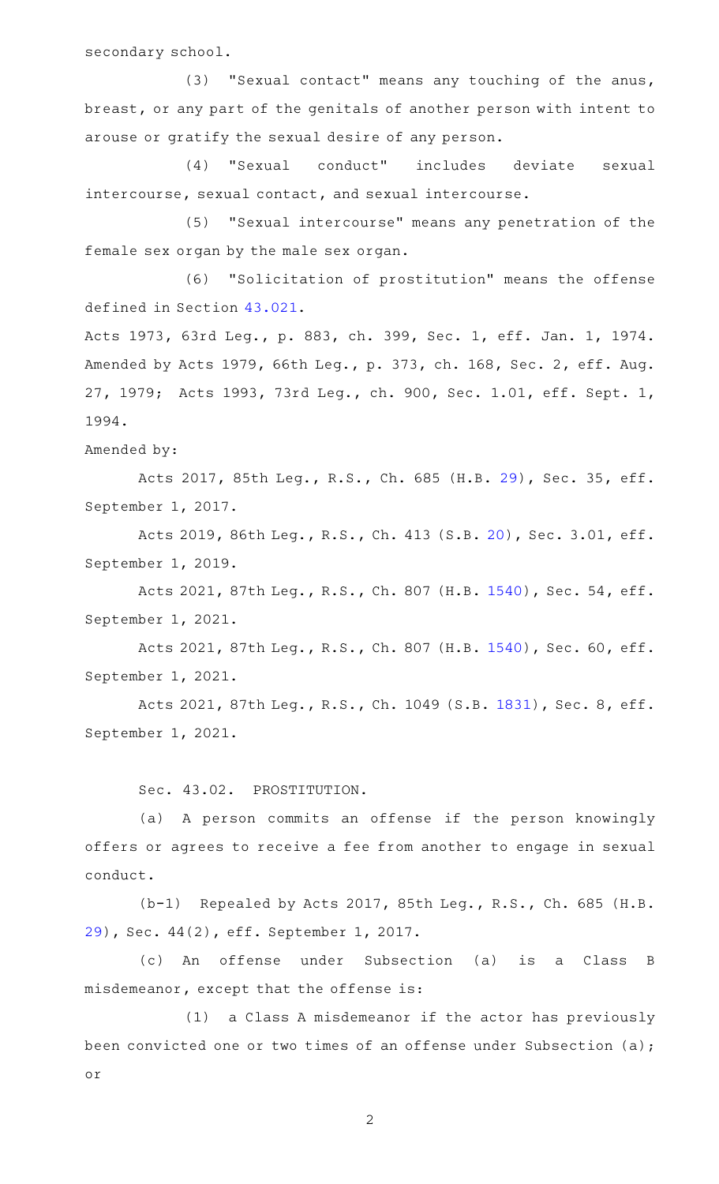secondary school.

(3) "Sexual contact" means any touching of the anus, breast, or any part of the genitals of another person with intent to arouse or gratify the sexual desire of any person.

(4) "Sexual conduct" includes deviate sexual intercourse, sexual contact, and sexual intercourse.

(5) "Sexual intercourse" means any penetration of the female sex organ by the male sex organ.

(6) "Solicitation of prostitution" means the offense defined in Section 43.021.

Acts 1973, 63rd Leg., p. 883, ch. 399, Sec. 1, eff. Jan. 1, 1974. Amended by Acts 1979, 66th Leg., p. 373, ch. 168, Sec. 2, eff. Aug. 27, 1979; Acts 1993, 73rd Leg., ch. 900, Sec. 1.01, eff. Sept. 1, 1994.

Amended by:

Acts 2017, 85th Leg., R.S., Ch. 685 (H.B. 29), Sec. 35, eff. September 1, 2017.

Acts 2019, 86th Leg., R.S., Ch. 413 (S.B. 20), Sec. 3.01, eff. September 1, 2019.

Acts 2021, 87th Leg., R.S., Ch. 807 (H.B. 1540), Sec. 54, eff. September 1, 2021.

Acts 2021, 87th Leg., R.S., Ch. 807 (H.B. 1540), Sec. 60, eff. September 1, 2021.

Acts 2021, 87th Leg., R.S., Ch. 1049 (S.B. 1831), Sec. 8, eff. September 1, 2021.

Sec. 43.02. PROSTITUTION.

(a) A person commits an offense if the person knowingly offers or agrees to receive a fee from another to engage in sexual conduct.

(b-1) Repealed by Acts 2017, 85th Leg., R.S., Ch. 685 (H.B. 29), Sec. 44(2), eff. September 1, 2017.

(c) An offense under Subsection (a) is a Class B misdemeanor, except that the offense is:

(1) a Class A misdemeanor if the actor has previously been convicted one or two times of an offense under Subsection (a); or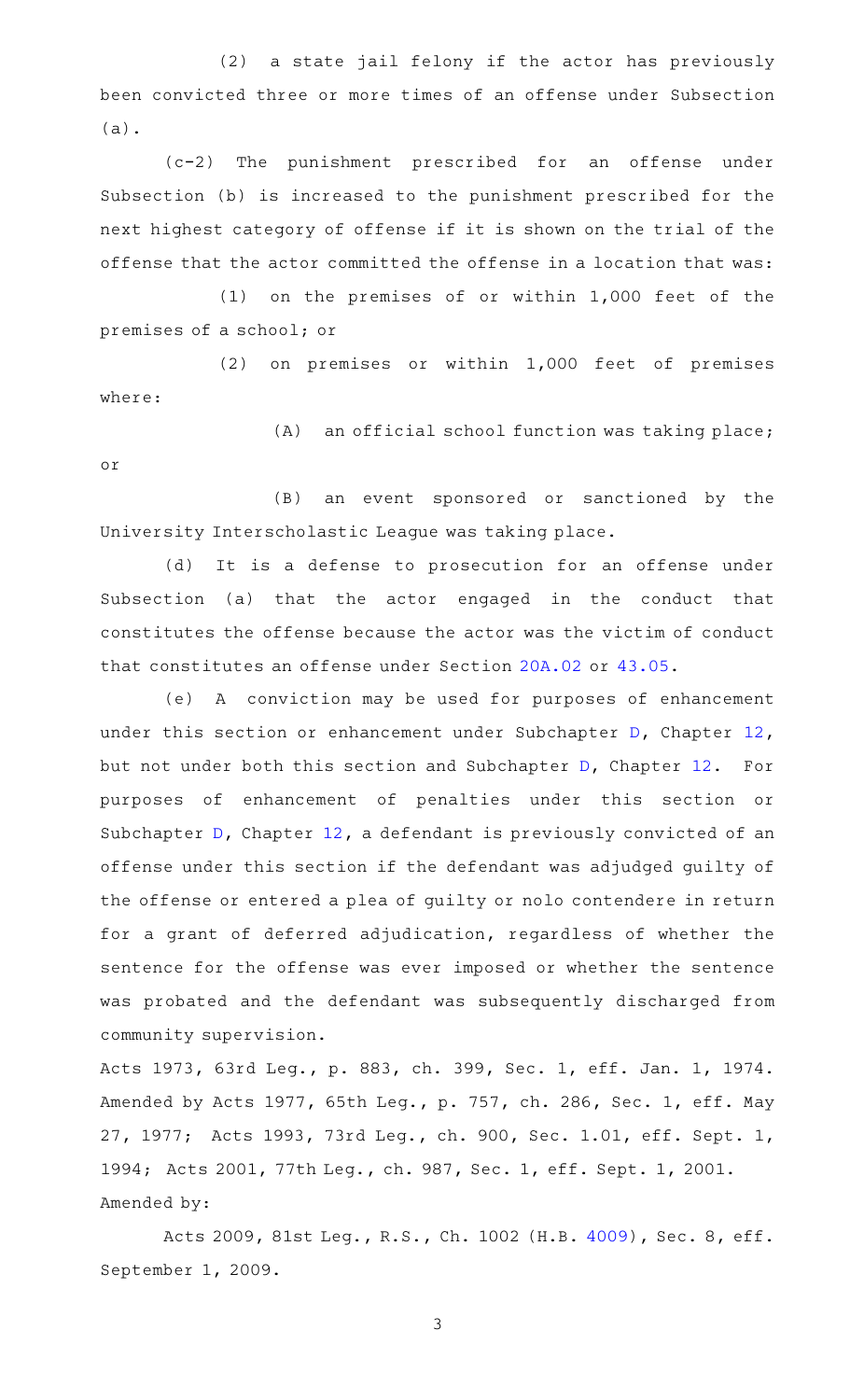(2) a state jail felony if the actor has previously been convicted three or more times of an offense under Subsection (a).

(c-2) The punishment prescribed for an offense under Subsection (b) is increased to the punishment prescribed for the next highest category of offense if it is shown on the trial of the offense that the actor committed the offense in a location that was:

(1) on the premises of or within 1,000 feet of the premises of a school; or

(2) on premises or within 1,000 feet of premises where:

(A) an official school function was taking place; or

(B) an event sponsored or sanctioned by the University Interscholastic League was taking place.

(d) It is a defense to prosecution for an offense under Subsection (a) that the actor engaged in the conduct that constitutes the offense because the actor was the victim of conduct that constitutes an offense under Section 20A.02 or 43.05.

(e) A conviction may be used for purposes of enhancement under this section or enhancement under Subchapter D, Chapter 12, but not under both this section and Subchapter D, Chapter 12. For purposes of enhancement of penalties under this section or Subchapter D, Chapter 12, a defendant is previously convicted of an offense under this section if the defendant was adjudged guilty of the offense or entered a plea of guilty or nolo contendere in return for a grant of deferred adjudication, regardless of whether the sentence for the offense was ever imposed or whether the sentence was probated and the defendant was subsequently discharged from community supervision.

Acts 1973, 63rd Leg., p. 883, ch. 399, Sec. 1, eff. Jan. 1, 1974. Amended by Acts 1977, 65th Leg., p. 757, ch. 286, Sec. 1, eff. May 27, 1977; Acts 1993, 73rd Leg., ch. 900, Sec. 1.01, eff. Sept. 1, 1994; Acts 2001, 77th Leg., ch. 987, Sec. 1, eff. Sept. 1, 2001.

Amended by:

Acts 2009, 81st Leg., R.S., Ch. 1002 (H.B. 4009), Sec. 8, eff. September 1, 2009.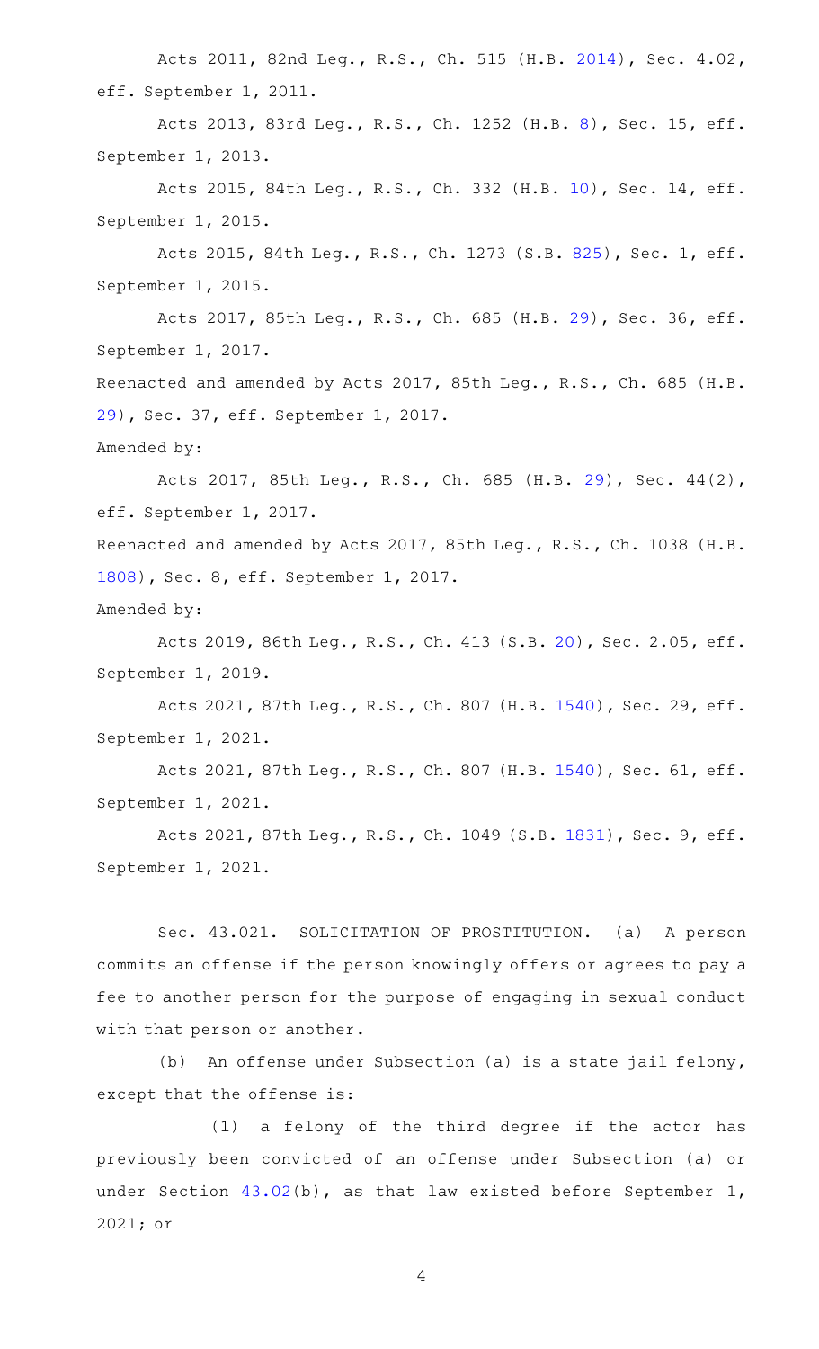Acts 2011, 82nd Leg., R.S., Ch. 515 (H.B. 2014), Sec. 4.02, eff. September 1, 2011.

Acts 2013, 83rd Leg., R.S., Ch. 1252 (H.B. 8), Sec. 15, eff. September 1, 2013.

Acts 2015, 84th Leg., R.S., Ch. 332 (H.B. 10), Sec. 14, eff. September 1, 2015.

Acts 2015, 84th Leg., R.S., Ch. 1273 (S.B. 825), Sec. 1, eff. September 1, 2015.

Acts 2017, 85th Leg., R.S., Ch. 685 (H.B. 29), Sec. 36, eff. September 1, 2017.

Reenacted and amended by Acts 2017, 85th Leg., R.S., Ch. 685 (H.B. 29), Sec. 37, eff. September 1, 2017.

Amended by:

Acts 2017, 85th Leg., R.S., Ch. 685 (H.B. 29), Sec. 44(2), eff. September 1, 2017.

Reenacted and amended by Acts 2017, 85th Leg., R.S., Ch. 1038 (H.B. 1808), Sec. 8, eff. September 1, 2017.

Amended by:

Acts 2019, 86th Leg., R.S., Ch. 413 (S.B. 20), Sec. 2.05, eff. September 1, 2019.

Acts 2021, 87th Leg., R.S., Ch. 807 (H.B. 1540), Sec. 29, eff. September 1, 2021.

Acts 2021, 87th Leg., R.S., Ch. 807 (H.B. 1540), Sec. 61, eff. September 1, 2021.

Acts 2021, 87th Leg., R.S., Ch. 1049 (S.B. 1831), Sec. 9, eff. September 1, 2021.

Sec. 43.021. SOLICITATION OF PROSTITUTION. (a) A person commits an offense if the person knowingly offers or agrees to pay a fee to another person for the purpose of engaging in sexual conduct with that person or another.

(b) An offense under Subsection (a) is a state jail felony, except that the offense is:

(1) a felony of the third degree if the actor has previously been convicted of an offense under Subsection (a) or under Section 43.02(b), as that law existed before September 1, 2021; or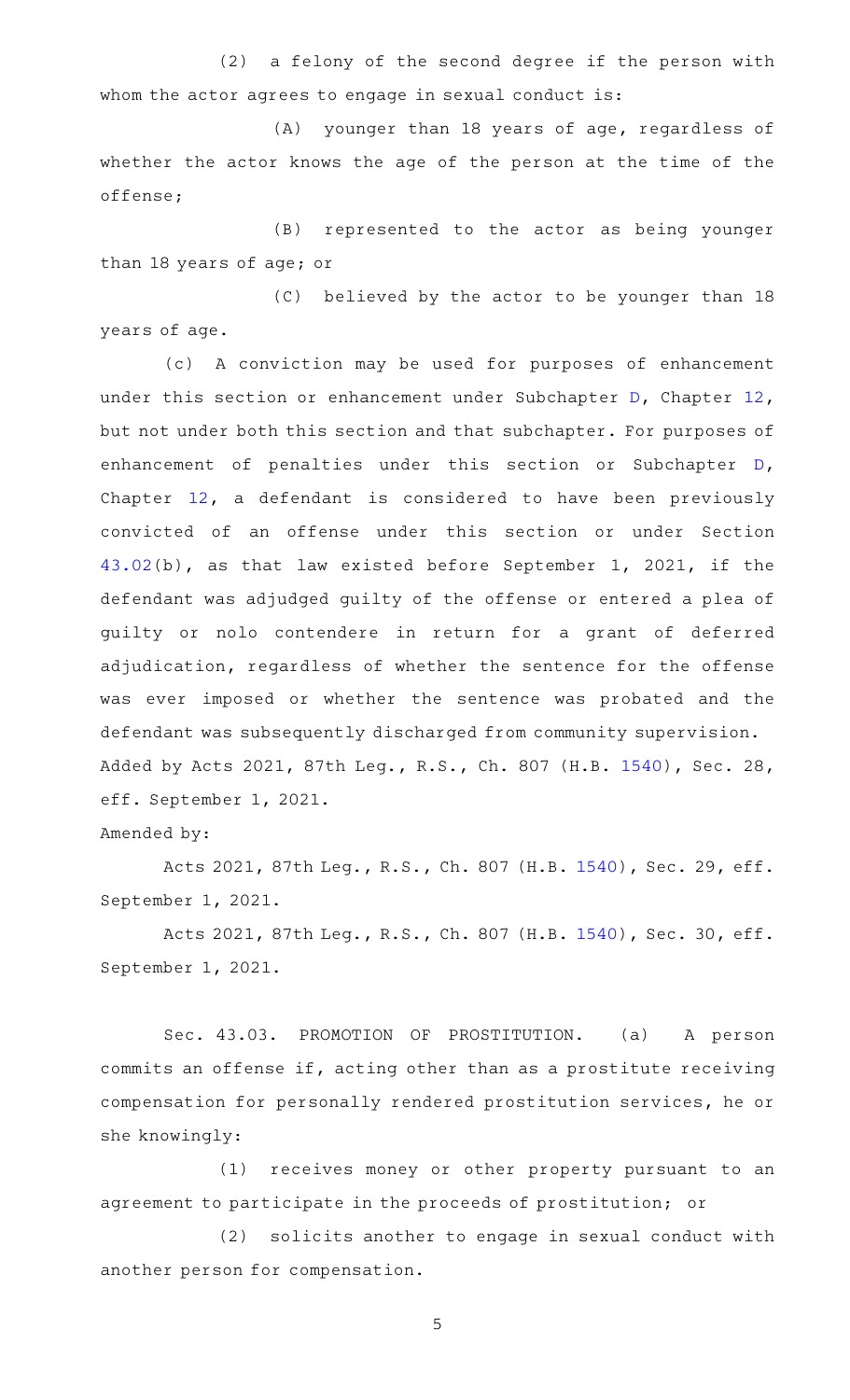(2) a felony of the second degree if the person with whom the actor agrees to engage in sexual conduct is:

(A) younger than 18 years of age, regardless of whether the actor knows the age of the person at the time of the offense;

(B) represented to the actor as being younger than 18 years of age; or

(C) believed by the actor to be younger than 18 years of age.

(c) A conviction may be used for purposes of enhancement under this section or enhancement under Subchapter D, Chapter 12, but not under both this section and that subchapter. For purposes of enhancement of penalties under this section or Subchapter D, Chapter 12, a defendant is considered to have been previously convicted of an offense under this section or under Section 43.02(b), as that law existed before September 1, 2021, if the defendant was adjudged guilty of the offense or entered a plea of guilty or nolo contendere in return for a grant of deferred adjudication, regardless of whether the sentence for the offense was ever imposed or whether the sentence was probated and the defendant was subsequently discharged from community supervision.

Added by Acts 2021, 87th Leg., R.S., Ch. 807 (H.B. 1540), Sec. 28, eff. September 1, 2021.

Amended by:

Acts 2021, 87th Leg., R.S., Ch. 807 (H.B. 1540), Sec. 29, eff. September 1, 2021.

Acts 2021, 87th Leg., R.S., Ch. 807 (H.B. 1540), Sec. 30, eff. September 1, 2021.

Sec. 43.03. PROMOTION OF PROSTITUTION. (a) A person commits an offense if, acting other than as a prostitute receiving compensation for personally rendered prostitution services, he or she knowingly:

(1) receives money or other property pursuant to an agreement to participate in the proceeds of prostitution; or

(2) solicits another to engage in sexual conduct with another person for compensation.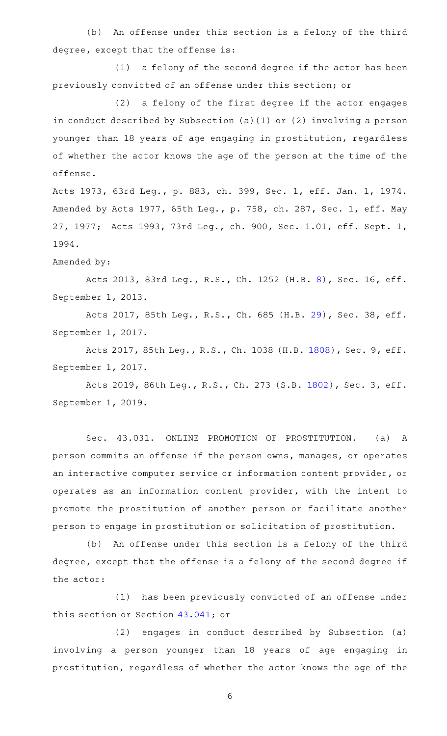(b) An offense under this section is a felony of the third degree, except that the offense is:

(1) a felony of the second degree if the actor has been previously convicted of an offense under this section; or

(2) a felony of the first degree if the actor engages in conduct described by Subsection (a)(1) or (2) involving a person younger than 18 years of age engaging in prostitution, regardless of whether the actor knows the age of the person at the time of the offense.

Acts 1973, 63rd Leg., p. 883, ch. 399, Sec. 1, eff. Jan. 1, 1974. Amended by Acts 1977, 65th Leg., p. 758, ch. 287, Sec. 1, eff. May 27, 1977; Acts 1993, 73rd Leg., ch. 900, Sec. 1.01, eff. Sept. 1, 1994.

Amended by:

Acts 2013, 83rd Leg., R.S., Ch. 1252 (H.B. 8), Sec. 16, eff. September 1, 2013.

Acts 2017, 85th Leg., R.S., Ch. 685 (H.B. 29), Sec. 38, eff. September 1, 2017.

Acts 2017, 85th Leg., R.S., Ch. 1038 (H.B. 1808), Sec. 9, eff. September 1, 2017.

Acts 2019, 86th Leg., R.S., Ch. 273 (S.B. 1802), Sec. 3, eff. September 1, 2019.

Sec. 43.031. ONLINE PROMOTION OF PROSTITUTION. (a) A person commits an offense if the person owns, manages, or operates an interactive computer service or information content provider, or operates as an information content provider, with the intent to promote the prostitution of another person or facilitate another person to engage in prostitution or solicitation of prostitution.

(b) An offense under this section is a felony of the third degree, except that the offense is a felony of the second degree if the actor:

(1) has been previously convicted of an offense under this section or Section 43.041; or

(2) engages in conduct described by Subsection (a) involving a person younger than 18 years of age engaging in prostitution, regardless of whether the actor knows the age of the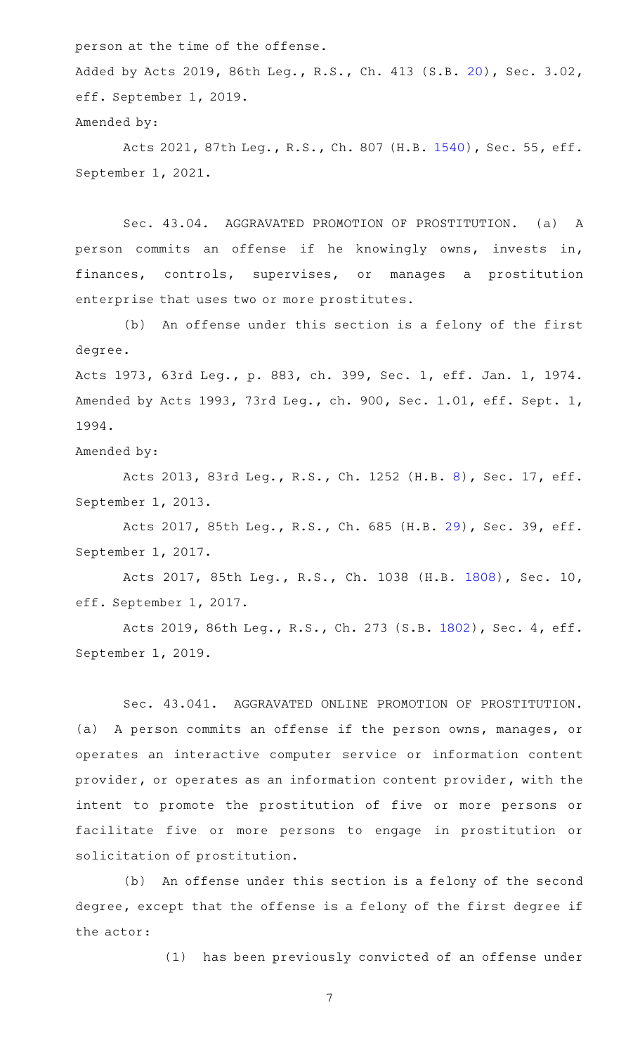person at the time of the offense.

Added by Acts 2019, 86th Leg., R.S., Ch. 413 (S.B. 20), Sec. 3.02, eff. September 1, 2019.

Amended by:

Acts 2021, 87th Leg., R.S., Ch. 807 (H.B. 1540), Sec. 55, eff. September 1, 2021.

Sec. 43.04. AGGRAVATED PROMOTION OF PROSTITUTION. (a) A person commits an offense if he knowingly owns, invests in, finances, controls, supervises, or manages a prostitution enterprise that uses two or more prostitutes.

(b) An offense under this section is a felony of the first degree.

Acts 1973, 63rd Leg., p. 883, ch. 399, Sec. 1, eff. Jan. 1, 1974. Amended by Acts 1993, 73rd Leg., ch. 900, Sec. 1.01, eff. Sept. 1, 1994.

Amended by:

Acts 2013, 83rd Leg., R.S., Ch. 1252 (H.B. 8), Sec. 17, eff. September 1, 2013.

Acts 2017, 85th Leg., R.S., Ch. 685 (H.B. 29), Sec. 39, eff. September 1, 2017.

Acts 2017, 85th Leg., R.S., Ch. 1038 (H.B. 1808), Sec. 10, eff. September 1, 2017.

Acts 2019, 86th Leg., R.S., Ch. 273 (S.B. 1802), Sec. 4, eff. September 1, 2019.

Sec. 43.041. AGGRAVATED ONLINE PROMOTION OF PROSTITUTION. (a) A person commits an offense if the person owns, manages, or operates an interactive computer service or information content provider, or operates as an information content provider, with the intent to promote the prostitution of five or more persons or facilitate five or more persons to engage in prostitution or solicitation of prostitution.

(b) An offense under this section is a felony of the second degree, except that the offense is a felony of the first degree if the actor:

(1) has been previously convicted of an offense under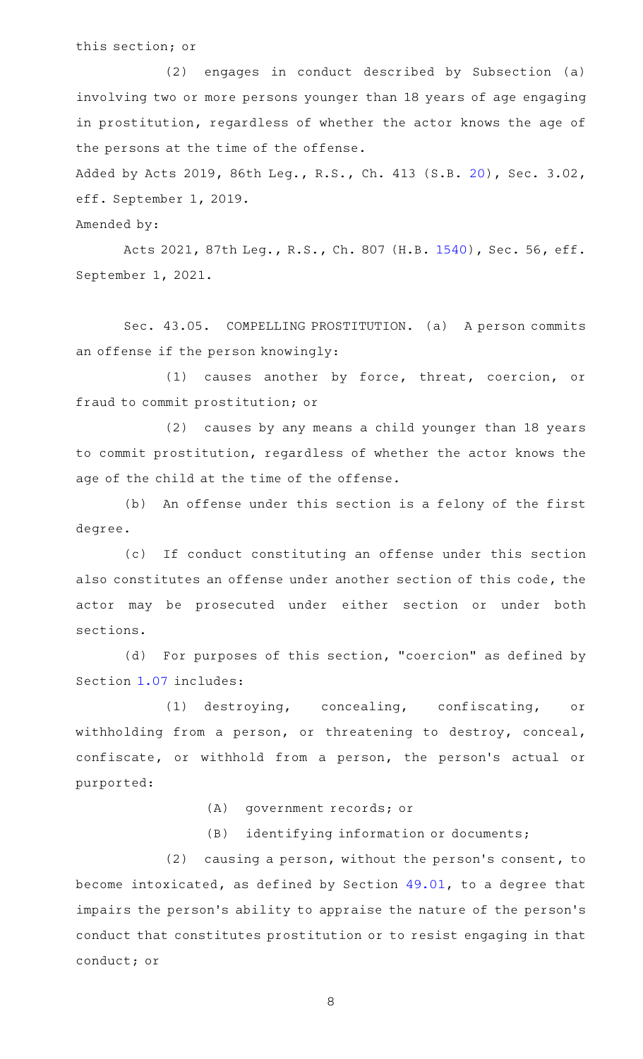this section; or

(2) engages in conduct described by Subsection (a) involving two or more persons younger than 18 years of age engaging in prostitution, regardless of whether the actor knows the age of the persons at the time of the offense.

Added by Acts 2019, 86th Leg., R.S., Ch. 413 (S.B. 20), Sec. 3.02, eff. September 1, 2019.

Amended by:

Acts 2021, 87th Leg., R.S., Ch. 807 (H.B. 1540), Sec. 56, eff. September 1, 2021.

Sec. 43.05. COMPELLING PROSTITUTION. (a) A person commits an offense if the person knowingly:

(1) causes another by force, threat, coercion, or fraud to commit prostitution; or

(2) causes by any means a child younger than 18 years to commit prostitution, regardless of whether the actor knows the age of the child at the time of the offense.

(b) An offense under this section is a felony of the first degree.

(c) If conduct constituting an offense under this section also constitutes an offense under another section of this code, the actor may be prosecuted under either section or under both sections.

(d) For purposes of this section, "coercion" as defined by Section 1.07 includes:

(1) destroying, concealing, confiscating, or withholding from a person, or threatening to destroy, conceal, confiscate, or withhold from a person, the person's actual or purported:

(A) government records; or

(B) identifying information or documents;

(2) causing a person, without the person's consent, to become intoxicated, as defined by Section 49.01, to a degree that impairs the person's ability to appraise the nature of the person's conduct that constitutes prostitution or to resist engaging in that conduct; or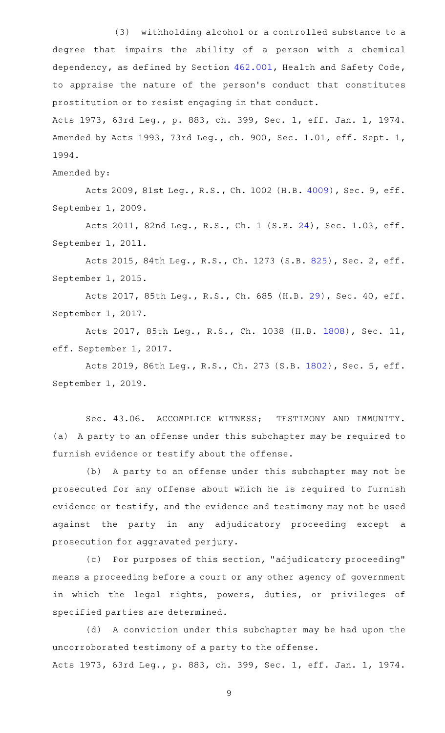(3) withholding alcohol or a controlled substance to a degree that impairs the ability of a person with a chemical dependency, as defined by Section 462.001, Health and Safety Code, to appraise the nature of the person's conduct that constitutes prostitution or to resist engaging in that conduct.

Acts 1973, 63rd Leg., p. 883, ch. 399, Sec. 1, eff. Jan. 1, 1974. Amended by Acts 1993, 73rd Leg., ch. 900, Sec. 1.01, eff. Sept. 1, 1994.

Amended by:

Acts 2009, 81st Leg., R.S., Ch. 1002 (H.B. 4009), Sec. 9, eff. September 1, 2009.

Acts 2011, 82nd Leg., R.S., Ch. 1 (S.B. 24), Sec. 1.03, eff. September 1, 2011.

Acts 2015, 84th Leg., R.S., Ch. 1273 (S.B. 825), Sec. 2, eff. September 1, 2015.

Acts 2017, 85th Leg., R.S., Ch. 685 (H.B. 29), Sec. 40, eff. September 1, 2017.

Acts 2017, 85th Leg., R.S., Ch. 1038 (H.B. 1808), Sec. 11, eff. September 1, 2017.

Acts 2019, 86th Leg., R.S., Ch. 273 (S.B. 1802), Sec. 5, eff. September 1, 2019.

Sec. 43.06. ACCOMPLICE WITNESS; TESTIMONY AND IMMUNITY. (a) A party to an offense under this subchapter may be required to furnish evidence or testify about the offense.

(b) A party to an offense under this subchapter may not be prosecuted for any offense about which he is required to furnish evidence or testify, and the evidence and testimony may not be used against the party in any adjudicatory proceeding except a prosecution for aggravated perjury.

(c) For purposes of this section, "adjudicatory proceeding" means a proceeding before a court or any other agency of government in which the legal rights, powers, duties, or privileges of specified parties are determined.

(d) A conviction under this subchapter may be had upon the uncorroborated testimony of a party to the offense.

Acts 1973, 63rd Leg., p. 883, ch. 399, Sec. 1, eff. Jan. 1, 1974.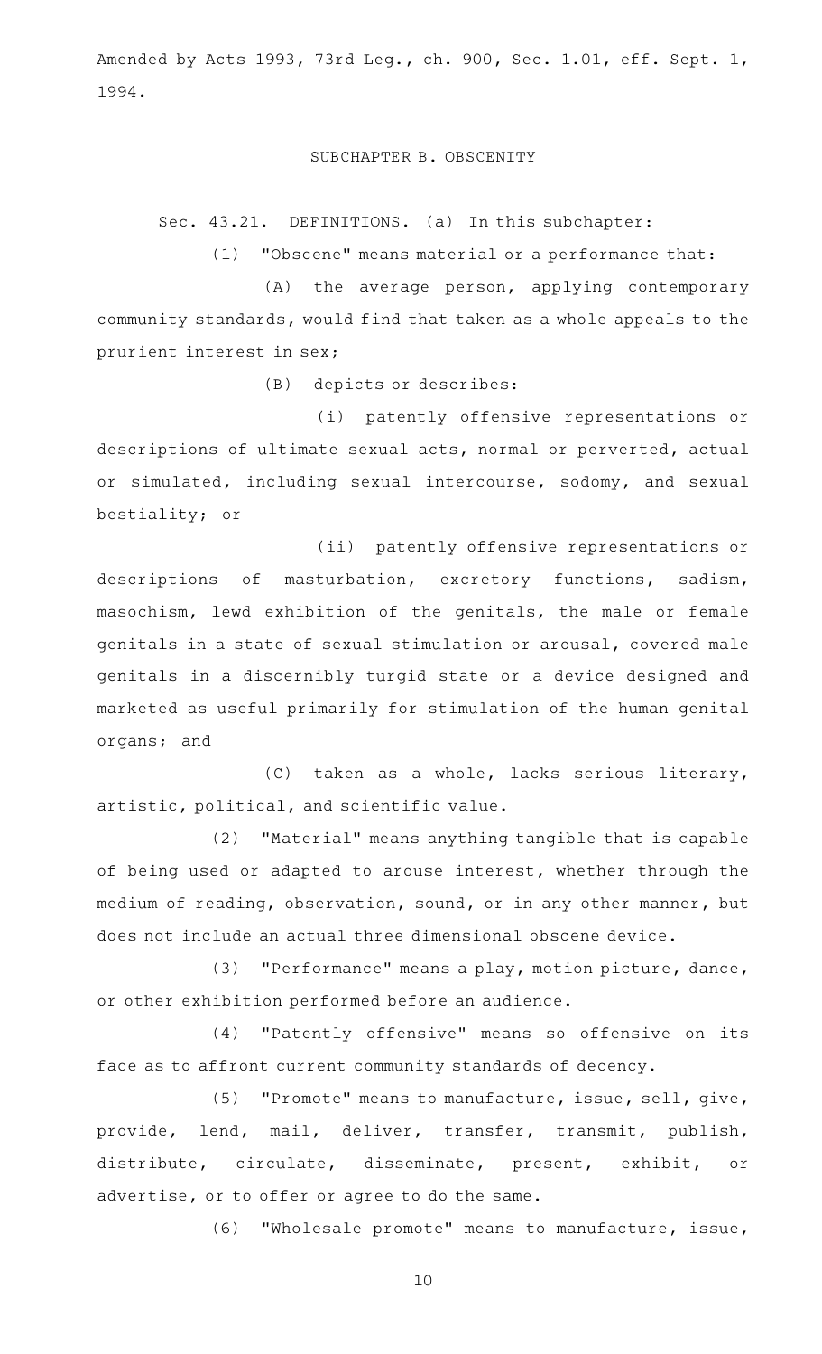Amended by Acts 1993, 73rd Leg., ch. 900, Sec. 1.01, eff. Sept. 1, 1994.

## SUBCHAPTER B. OBSCENITY

Sec. 43.21. DEFINITIONS. (a) In this subchapter:

(1) "Obscene" means material or a performance that:

(A) the average person, applying contemporary community standards, would find that taken as a whole appeals to the prurient interest in sex;

(B) depicts or describes:

(i) patently offensive representations or descriptions of ultimate sexual acts, normal or perverted, actual or simulated, including sexual intercourse, sodomy, and sexual bestiality; or

(ii) patently offensive representations or descriptions of masturbation, excretory functions, sadism, masochism, lewd exhibition of the genitals, the male or female genitals in a state of sexual stimulation or arousal, covered male genitals in a discernibly turgid state or a device designed and marketed as useful primarily for stimulation of the human genital organs; and

(C) taken as a whole, lacks serious literary, artistic, political, and scientific value.

(2) "Material" means anything tangible that is capable of being used or adapted to arouse interest, whether through the medium of reading, observation, sound, or in any other manner, but does not include an actual three dimensional obscene device.

(3) "Performance" means a play, motion picture, dance, or other exhibition performed before an audience.

(4) "Patently offensive" means so offensive on its face as to affront current community standards of decency.

(5) "Promote" means to manufacture, issue, sell, give, provide, lend, mail, deliver, transfer, transmit, publish, distribute, circulate, disseminate, present, exhibit, or advertise, or to offer or agree to do the same.

(6) "Wholesale promote" means to manufacture, issue,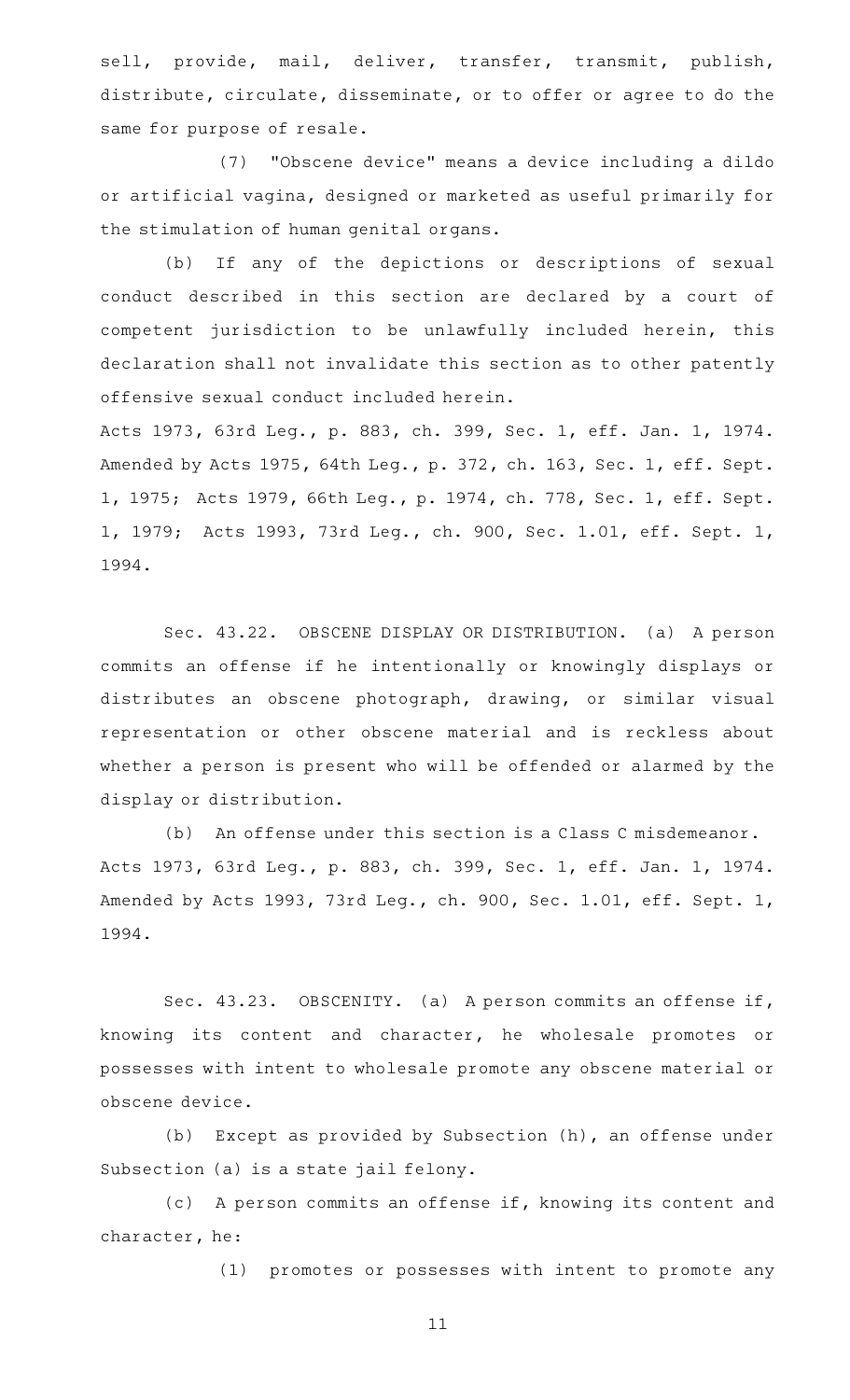sell, provide, mail, deliver, transfer, transmit, publish, distribute, circulate, disseminate, or to offer or agree to do the same for purpose of resale.

(7) "Obscene device" means a device including a dildo or artificial vagina, designed or marketed as useful primarily for the stimulation of human genital organs.

(b) If any of the depictions or descriptions of sexual conduct described in this section are declared by a court of competent jurisdiction to be unlawfully included herein, this declaration shall not invalidate this section as to other patently offensive sexual conduct included herein.

Acts 1973, 63rd Leg., p. 883, ch. 399, Sec. 1, eff. Jan. 1, 1974. Amended by Acts 1975, 64th Leg., p. 372, ch. 163, Sec. 1, eff. Sept. 1, 1975; Acts 1979, 66th Leg., p. 1974, ch. 778, Sec. 1, eff. Sept. 1, 1979; Acts 1993, 73rd Leg., ch. 900, Sec. 1.01, eff. Sept. 1, 1994.

Sec. 43.22. OBSCENE DISPLAY OR DISTRIBUTION. (a) A person commits an offense if he intentionally or knowingly displays or distributes an obscene photograph, drawing, or similar visual representation or other obscene material and is reckless about whether a person is present who will be offended or alarmed by the display or distribution.

(b) An offense under this section is a Class C misdemeanor.

Acts 1973, 63rd Leg., p. 883, ch. 399, Sec. 1, eff. Jan. 1, 1974. Amended by Acts 1993, 73rd Leg., ch. 900, Sec. 1.01, eff. Sept. 1, 1994.

Sec. 43.23. OBSCENITY. (a) A person commits an offense if, knowing its content and character, he wholesale promotes or possesses with intent to wholesale promote any obscene material or obscene device.

(b) Except as provided by Subsection (h), an offense under Subsection (a) is a state jail felony.

(c) A person commits an offense if, knowing its content and character, he:

(1) promotes or possesses with intent to promote any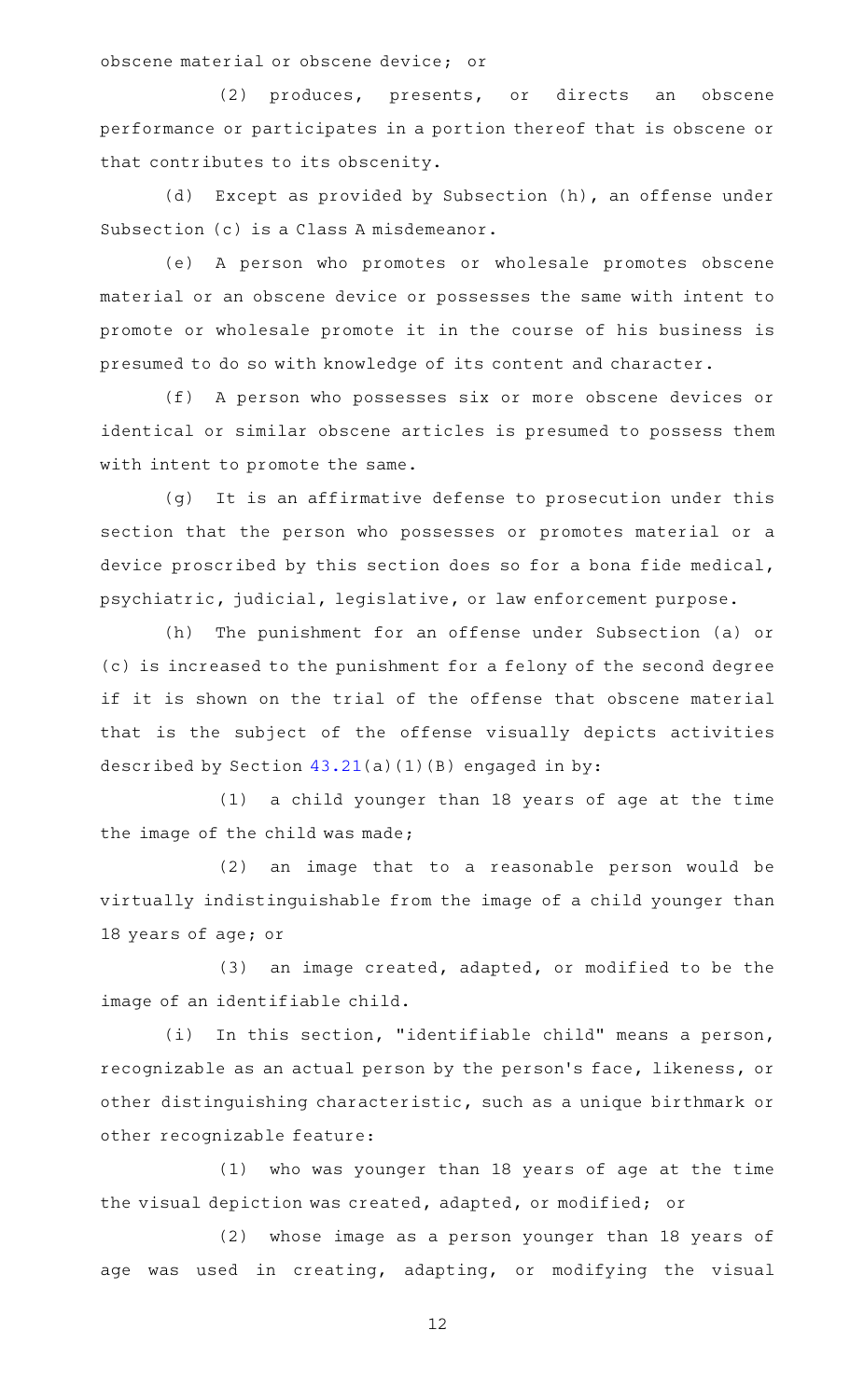obscene material or obscene device; or

(2) produces, presents, or directs an obscene performance or participates in a portion thereof that is obscene or that contributes to its obscenity.

(d) Except as provided by Subsection (h), an offense under Subsection (c) is a Class A misdemeanor.

(e) A person who promotes or wholesale promotes obscene material or an obscene device or possesses the same with intent to promote or wholesale promote it in the course of his business is presumed to do so with knowledge of its content and character.

(f) A person who possesses six or more obscene devices or identical or similar obscene articles is presumed to possess them with intent to promote the same.

(g) It is an affirmative defense to prosecution under this section that the person who possesses or promotes material or a device proscribed by this section does so for a bona fide medical, psychiatric, judicial, legislative, or law enforcement purpose.

(h) The punishment for an offense under Subsection (a) or (c) is increased to the punishment for a felony of the second degree if it is shown on the trial of the offense that obscene material that is the subject of the offense visually depicts activities described by Section 43.21(a)(1)(B) engaged in by:

(1) a child younger than 18 years of age at the time the image of the child was made;

(2) an image that to a reasonable person would be virtually indistinguishable from the image of a child younger than 18 years of age; or

(3) an image created, adapted, or modified to be the image of an identifiable child.

(i) In this section, "identifiable child" means a person, recognizable as an actual person by the person's face, likeness, or other distinguishing characteristic, such as a unique birthmark or other recognizable feature:

(1) who was younger than 18 years of age at the time the visual depiction was created, adapted, or modified; or

(2) whose image as a person younger than 18 years of age was used in creating, adapting, or modifying the visual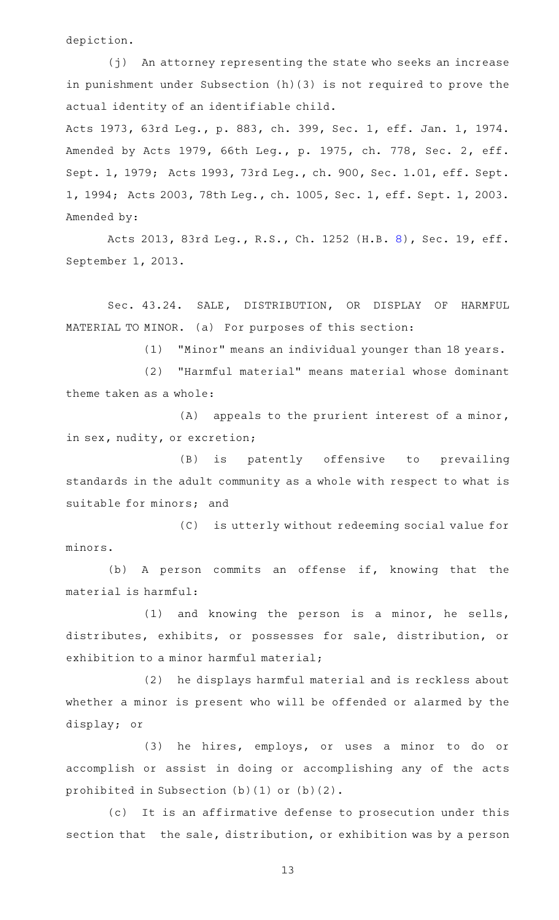depiction.

(j) An attorney representing the state who seeks an increase in punishment under Subsection (h)(3) is not required to prove the actual identity of an identifiable child.

Acts 1973, 63rd Leg., p. 883, ch. 399, Sec. 1, eff. Jan. 1, 1974. Amended by Acts 1979, 66th Leg., p. 1975, ch. 778, Sec. 2, eff. Sept. 1, 1979; Acts 1993, 73rd Leg., ch. 900, Sec. 1.01, eff. Sept. 1, 1994; Acts 2003, 78th Leg., ch. 1005, Sec. 1, eff. Sept. 1, 2003.
Amended by:

Acts 2013, 83rd Leg., R.S., Ch. 1252 (H.B. 8), Sec. 19, eff. September 1, 2013.

Sec. 43.24. SALE, DISTRIBUTION, OR DISPLAY OF HARMFUL MATERIAL TO MINOR. (a) For purposes of this section:

(1) "Minor" means an individual younger than 18 years.

(2) "Harmful material" means material whose dominant theme taken as a whole:

(A) appeals to the prurient interest of a minor, in sex, nudity, or excretion;

(B) is patently offensive to prevailing standards in the adult community as a whole with respect to what is suitable for minors; and

(C) is utterly without redeeming social value for minors.

(b) A person commits an offense if, knowing that the material is harmful:

(1) and knowing the person is a minor, he sells, distributes, exhibits, or possesses for sale, distribution, or exhibition to a minor harmful material;

(2) he displays harmful material and is reckless about whether a minor is present who will be offended or alarmed by the display; or

(3) he hires, employs, or uses a minor to do or accomplish or assist in doing or accomplishing any of the acts prohibited in Subsection (b)(1) or (b)(2).

(c) It is an affirmative defense to prosecution under this section that the sale, distribution, or exhibition was by a person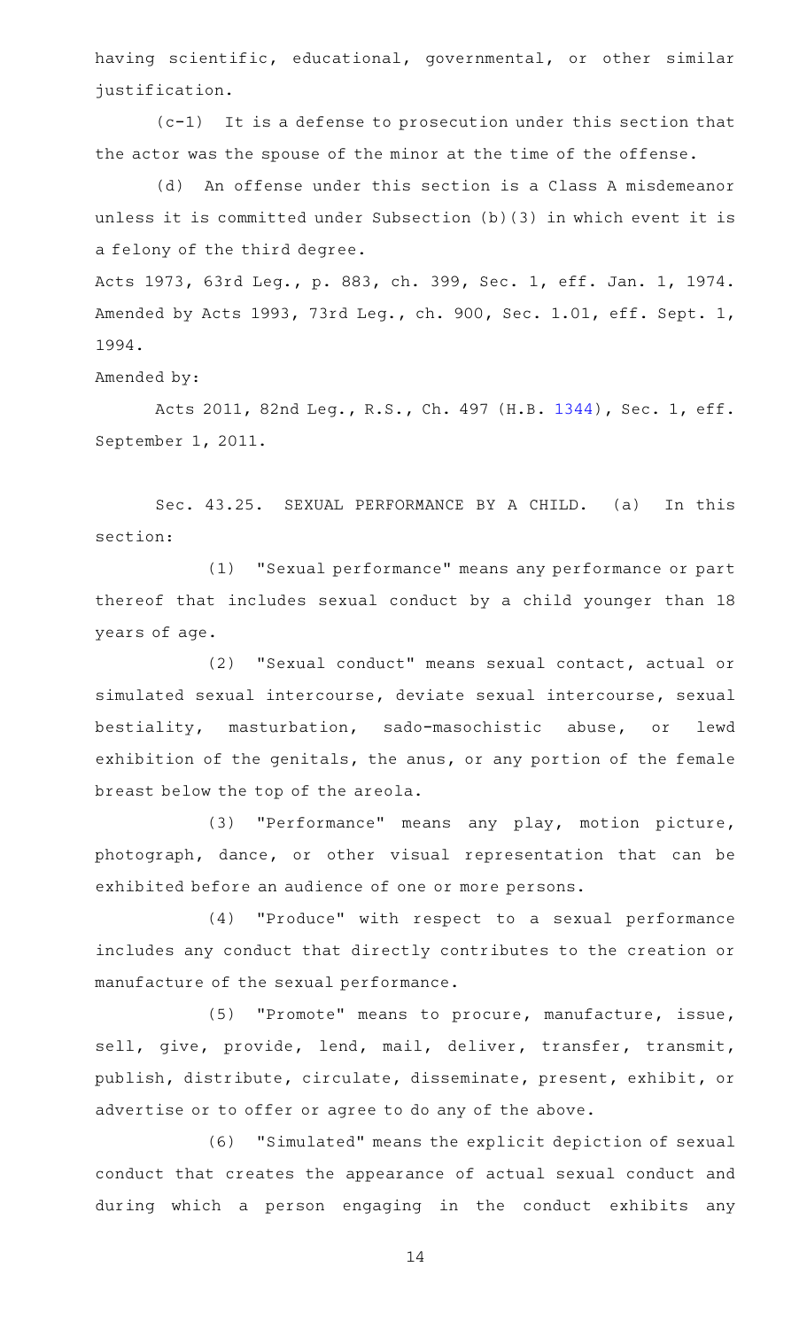having scientific, educational, governmental, or other similar justification.

(c-1) It is a defense to prosecution under this section that the actor was the spouse of the minor at the time of the offense.

(d) An offense under this section is a Class A misdemeanor unless it is committed under Subsection (b)(3) in which event it is a felony of the third degree.

Acts 1973, 63rd Leg., p. 883, ch. 399, Sec. 1, eff. Jan. 1, 1974. Amended by Acts 1993, 73rd Leg., ch. 900, Sec. 1.01, eff. Sept. 1, 1994.

Amended by:

Acts 2011, 82nd Leg., R.S., Ch. 497 (H.B. 1344), Sec. 1, eff. September 1, 2011.

Sec. 43.25. SEXUAL PERFORMANCE BY A CHILD. (a) In this section:

(1) "Sexual performance" means any performance or part thereof that includes sexual conduct by a child younger than 18 years of age.

(2) "Sexual conduct" means sexual contact, actual or simulated sexual intercourse, deviate sexual intercourse, sexual bestiality, masturbation, sado-masochistic abuse, or lewd exhibition of the genitals, the anus, or any portion of the female breast below the top of the areola.

(3) "Performance" means any play, motion picture, photograph, dance, or other visual representation that can be exhibited before an audience of one or more persons.

(4) "Produce" with respect to a sexual performance includes any conduct that directly contributes to the creation or manufacture of the sexual performance.

(5) "Promote" means to procure, manufacture, issue, sell, give, provide, lend, mail, deliver, transfer, transmit, publish, distribute, circulate, disseminate, present, exhibit, or advertise or to offer or agree to do any of the above.

(6) "Simulated" means the explicit depiction of sexual conduct that creates the appearance of actual sexual conduct and during which a person engaging in the conduct exhibits any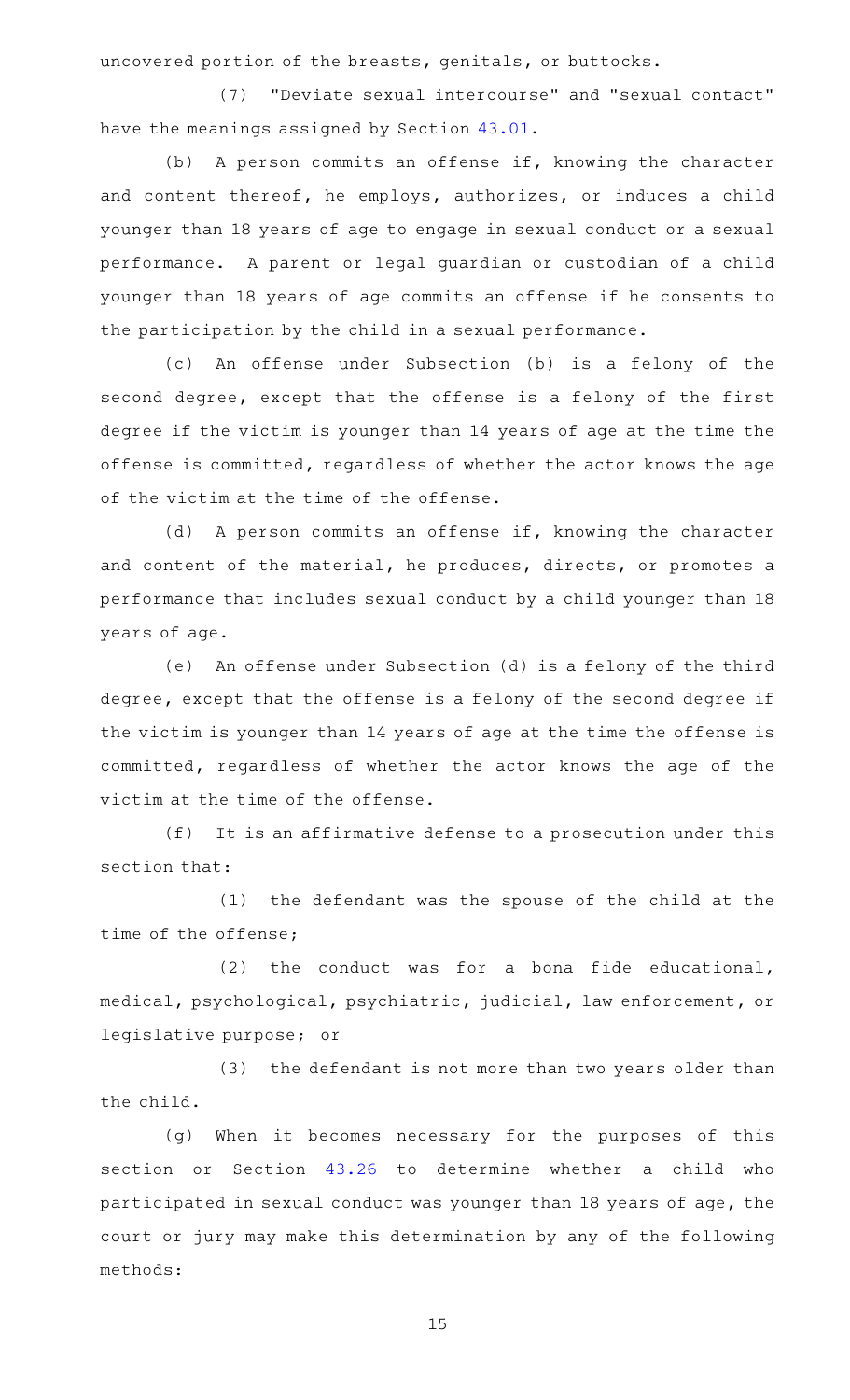uncovered portion of the breasts, genitals, or buttocks.

(7) "Deviate sexual intercourse" and "sexual contact" have the meanings assigned by Section 43.01.

(b) A person commits an offense if, knowing the character and content thereof, he employs, authorizes, or induces a child younger than 18 years of age to engage in sexual conduct or a sexual performance. A parent or legal guardian or custodian of a child younger than 18 years of age commits an offense if he consents to the participation by the child in a sexual performance.

(c) An offense under Subsection (b) is a felony of the second degree, except that the offense is a felony of the first degree if the victim is younger than 14 years of age at the time the offense is committed, regardless of whether the actor knows the age of the victim at the time of the offense.

(d) A person commits an offense if, knowing the character and content of the material, he produces, directs, or promotes a performance that includes sexual conduct by a child younger than 18 years of age.

(e) An offense under Subsection (d) is a felony of the third degree, except that the offense is a felony of the second degree if the victim is younger than 14 years of age at the time the offense is committed, regardless of whether the actor knows the age of the victim at the time of the offense.

(f) It is an affirmative defense to a prosecution under this section that:

(1) the defendant was the spouse of the child at the time of the offense;

(2) the conduct was for a bona fide educational, medical, psychological, psychiatric, judicial, law enforcement, or legislative purpose; or

(3) the defendant is not more than two years older than the child.

(g) When it becomes necessary for the purposes of this section or Section 43.26 to determine whether a child who participated in sexual conduct was younger than 18 years of age, the court or jury may make this determination by any of the following methods: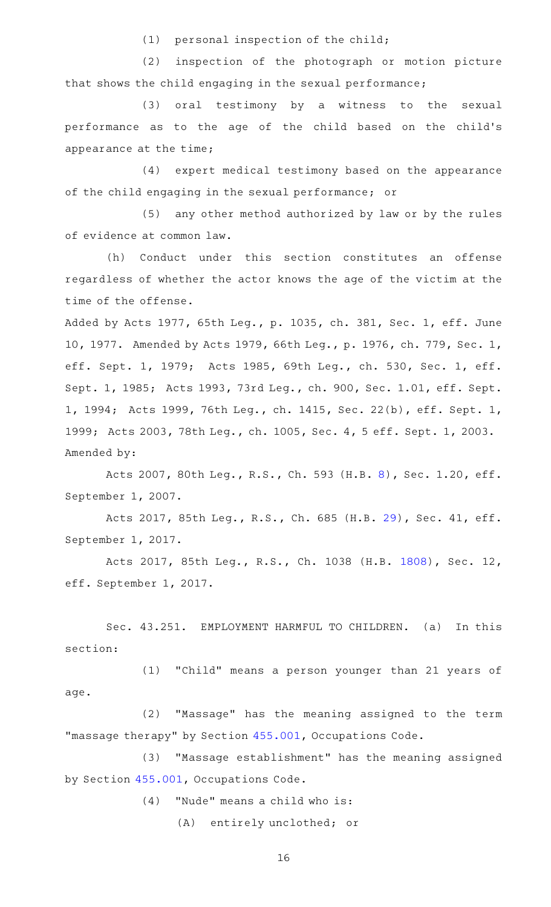(1) personal inspection of the child;

(2) inspection of the photograph or motion picture that shows the child engaging in the sexual performance;

(3) oral testimony by a witness to the sexual performance as to the age of the child based on the child's appearance at the time;

(4) expert medical testimony based on the appearance of the child engaging in the sexual performance; or

(5) any other method authorized by law or by the rules of evidence at common law.

(h) Conduct under this section constitutes an offense regardless of whether the actor knows the age of the victim at the time of the offense.

Added by Acts 1977, 65th Leg., p. 1035, ch. 381, Sec. 1, eff. June 10, 1977. Amended by Acts 1979, 66th Leg., p. 1976, ch. 779, Sec. 1, eff. Sept. 1, 1979; Acts 1985, 69th Leg., ch. 530, Sec. 1, eff. Sept. 1, 1985; Acts 1993, 73rd Leg., ch. 900, Sec. 1.01, eff. Sept. 1, 1994; Acts 1999, 76th Leg., ch. 1415, Sec. 22(b), eff. Sept. 1, 1999; Acts 2003, 78th Leg., ch. 1005, Sec. 4, 5 eff. Sept. 1, 2003.
Amended by:

Acts 2007, 80th Leg., R.S., Ch. 593 (H.B. 8), Sec. 1.20, eff. September 1, 2007.

Acts 2017, 85th Leg., R.S., Ch. 685 (H.B. 29), Sec. 41, eff. September 1, 2017.

Acts 2017, 85th Leg., R.S., Ch. 1038 (H.B. 1808), Sec. 12, eff. September 1, 2017.

Sec. 43.251. EMPLOYMENT HARMFUL TO CHILDREN. (a) In this section:

(1) "Child" means a person younger than 21 years of age.

(2) "Massage" has the meaning assigned to the term "massage therapy" by Section 455.001, Occupations Code.

(3) "Massage establishment" has the meaning assigned by Section 455.001, Occupations Code.

(4) "Nude" means a child who is:

(A) entirely unclothed; or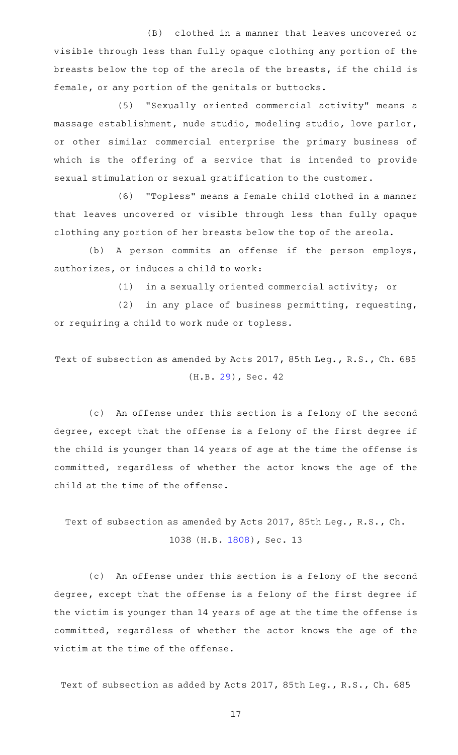(B) clothed in a manner that leaves uncovered or visible through less than fully opaque clothing any portion of the breasts below the top of the areola of the breasts, if the child is female, or any portion of the genitals or buttocks.

(5) "Sexually oriented commercial activity" means a massage establishment, nude studio, modeling studio, love parlor, or other similar commercial enterprise the primary business of which is the offering of a service that is intended to provide sexual stimulation or sexual gratification to the customer.

(6) "Topless" means a female child clothed in a manner that leaves uncovered or visible through less than fully opaque clothing any portion of her breasts below the top of the areola.

(b) A person commits an offense if the person employs, authorizes, or induces a child to work:

(1) in a sexually oriented commercial activity; or

(2) in any place of business permitting, requesting, or requiring a child to work nude or topless.

Text of subsection as amended by Acts 2017, 85th Leg., R.S., Ch. 685 (H.B. 29), Sec. 42

(c) An offense under this section is a felony of the second degree, except that the offense is a felony of the first degree if the child is younger than 14 years of age at the time the offense is committed, regardless of whether the actor knows the age of the child at the time of the offense.

Text of subsection as amended by Acts 2017, 85th Leg., R.S., Ch. 1038 (H.B. 1808), Sec. 13

(c) An offense under this section is a felony of the second degree, except that the offense is a felony of the first degree if the victim is younger than 14 years of age at the time the offense is committed, regardless of whether the actor knows the age of the victim at the time of the offense.

Text of subsection as added by Acts 2017, 85th Leg., R.S., Ch. 685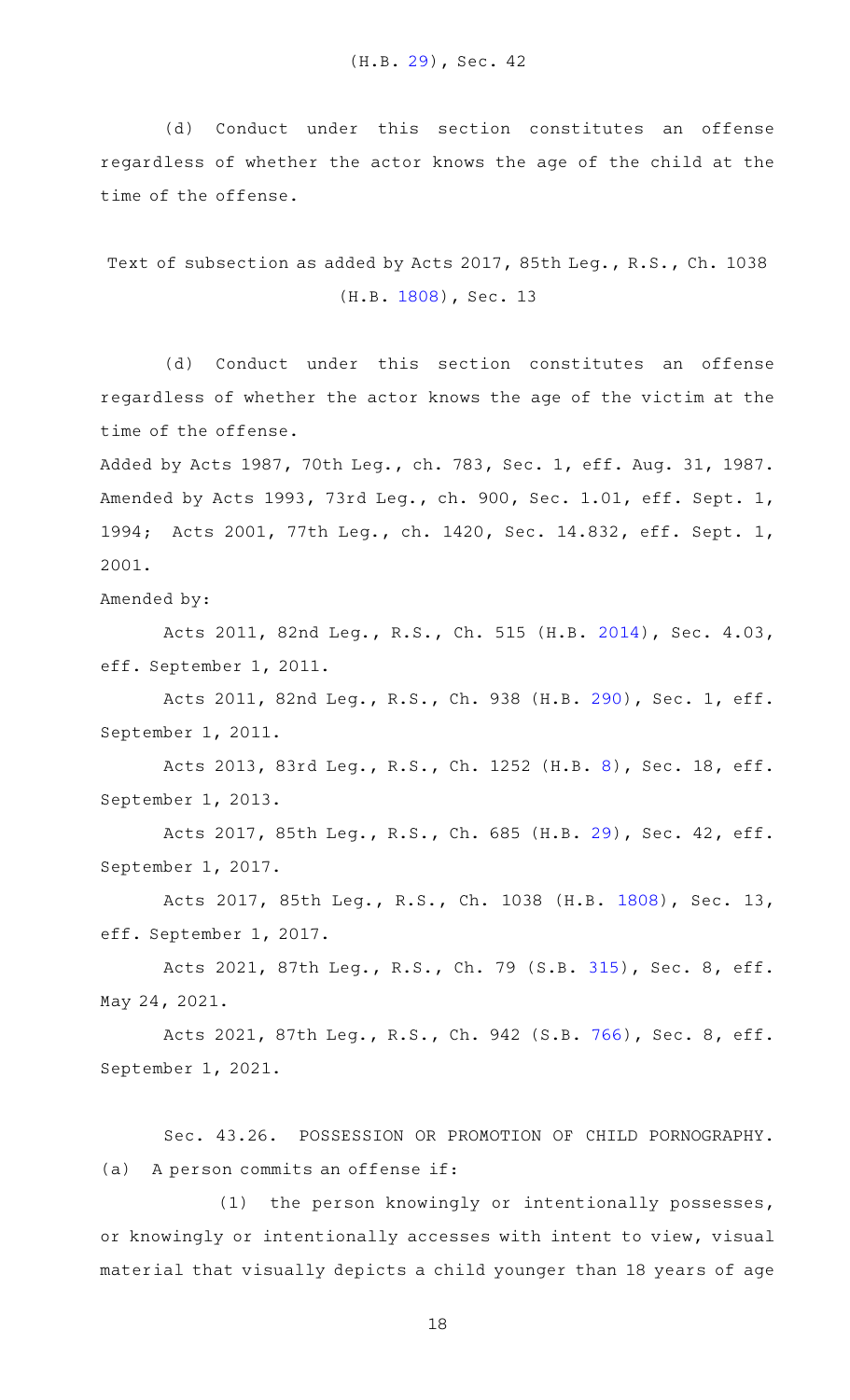(H.B. 29), Sec. 42

(d) Conduct under this section constitutes an offense regardless of whether the actor knows the age of the child at the time of the offense.

Text of subsection as added by Acts 2017, 85th Leg., R.S., Ch. 1038 (H.B. 1808), Sec. 13

(d) Conduct under this section constitutes an offense regardless of whether the actor knows the age of the victim at the time of the offense.

Added by Acts 1987, 70th Leg., ch. 783, Sec. 1, eff. Aug. 31, 1987. Amended by Acts 1993, 73rd Leg., ch. 900, Sec. 1.01, eff. Sept. 1, 1994; Acts 2001, 77th Leg., ch. 1420, Sec. 14.832, eff. Sept. 1, 2001.

Amended by:

Acts 2011, 82nd Leg., R.S., Ch. 515 (H.B. 2014), Sec. 4.03, eff. September 1, 2011.

Acts 2011, 82nd Leg., R.S., Ch. 938 (H.B. 290), Sec. 1, eff. September 1, 2011.

Acts 2013, 83rd Leg., R.S., Ch. 1252 (H.B. 8), Sec. 18, eff. September 1, 2013.

Acts 2017, 85th Leg., R.S., Ch. 685 (H.B. 29), Sec. 42, eff. September 1, 2017.

Acts 2017, 85th Leg., R.S., Ch. 1038 (H.B. 1808), Sec. 13, eff. September 1, 2017.

Acts 2021, 87th Leg., R.S., Ch. 79 (S.B. 315), Sec. 8, eff. May 24, 2021.

Acts 2021, 87th Leg., R.S., Ch. 942 (S.B. 766), Sec. 8, eff. September 1, 2021.

Sec. 43.26. POSSESSION OR PROMOTION OF CHILD PORNOGRAPHY.

(a) A person commits an offense if:

(1) the person knowingly or intentionally possesses, or knowingly or intentionally accesses with intent to view, visual material that visually depicts a child younger than 18 years of age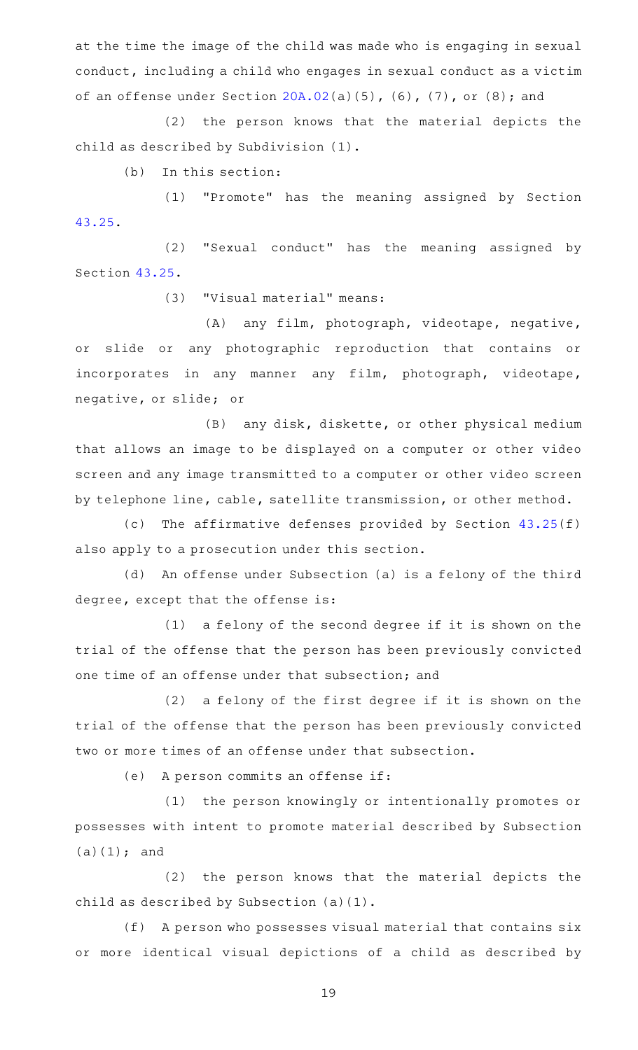at the time the image of the child was made who is engaging in sexual conduct, including a child who engages in sexual conduct as a victim of an offense under Section 20A.02(a)(5), (6), (7), or (8); and

(2) the person knows that the material depicts the child as described by Subdivision (1).

(b) In this section:

(1) "Promote" has the meaning assigned by Section 43.25.

(2) "Sexual conduct" has the meaning assigned by Section 43.25.

(3) "Visual material" means:

(A) any film, photograph, videotape, negative, or slide or any photographic reproduction that contains or incorporates in any manner any film, photograph, videotape, negative, or slide; or

(B) any disk, diskette, or other physical medium that allows an image to be displayed on a computer or other video screen and any image transmitted to a computer or other video screen by telephone line, cable, satellite transmission, or other method.

(c) The affirmative defenses provided by Section 43.25(f) also apply to a prosecution under this section.

(d) An offense under Subsection (a) is a felony of the third degree, except that the offense is:

(1) a felony of the second degree if it is shown on the trial of the offense that the person has been previously convicted one time of an offense under that subsection; and

(2) a felony of the first degree if it is shown on the trial of the offense that the person has been previously convicted two or more times of an offense under that subsection.

(e) A person commits an offense if:

(1) the person knowingly or intentionally promotes or possesses with intent to promote material described by Subsection (a)(1); and

(2) the person knows that the material depicts the child as described by Subsection (a)(1).

(f) A person who possesses visual material that contains six or more identical visual depictions of a child as described by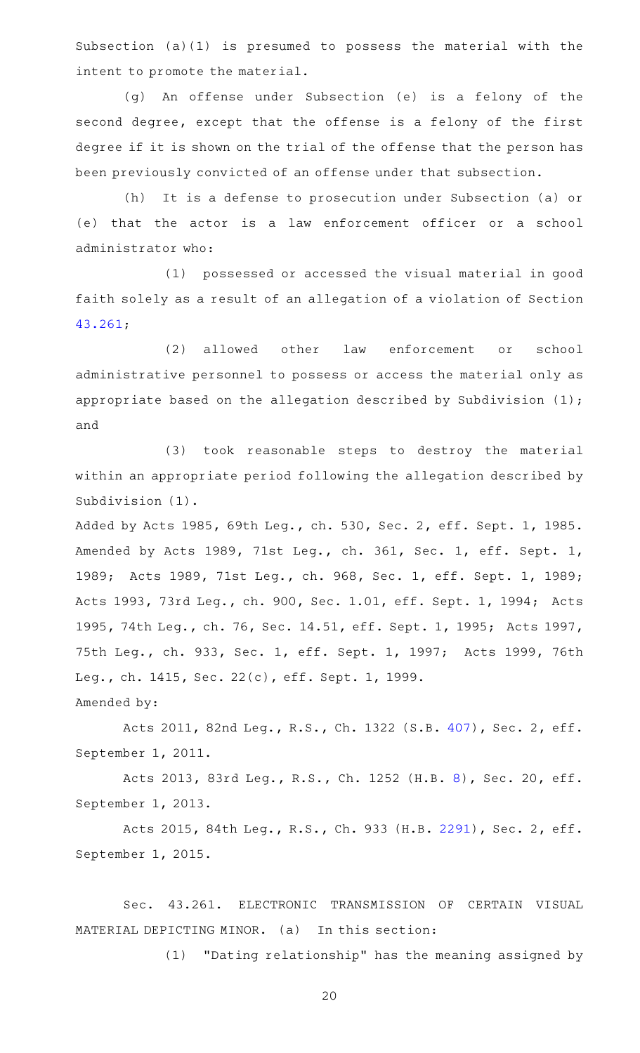Subsection (a)(1) is presumed to possess the material with the intent to promote the material.

(g) An offense under Subsection (e) is a felony of the second degree, except that the offense is a felony of the first degree if it is shown on the trial of the offense that the person has been previously convicted of an offense under that subsection.

(h) It is a defense to prosecution under Subsection (a) or (e) that the actor is a law enforcement officer or a school administrator who:

(1) possessed or accessed the visual material in good faith solely as a result of an allegation of a violation of Section 43.261;

(2) allowed other law enforcement or school administrative personnel to possess or access the material only as appropriate based on the allegation described by Subdivision (1); and

(3) took reasonable steps to destroy the material within an appropriate period following the allegation described by Subdivision (1).

Added by Acts 1985, 69th Leg., ch. 530, Sec. 2, eff. Sept. 1, 1985. Amended by Acts 1989, 71st Leg., ch. 361, Sec. 1, eff. Sept. 1, 1989; Acts 1989, 71st Leg., ch. 968, Sec. 1, eff. Sept. 1, 1989; Acts 1993, 73rd Leg., ch. 900, Sec. 1.01, eff. Sept. 1, 1994; Acts 1995, 74th Leg., ch. 76, Sec. 14.51, eff. Sept. 1, 1995; Acts 1997, 75th Leg., ch. 933, Sec. 1, eff. Sept. 1, 1997; Acts 1999, 76th Leg., ch. 1415, Sec. 22(c), eff. Sept. 1, 1999.

Amended by:

Acts 2011, 82nd Leg., R.S., Ch. 1322 (S.B. 407), Sec. 2, eff. September 1, 2011.

Acts 2013, 83rd Leg., R.S., Ch. 1252 (H.B. 8), Sec. 20, eff. September 1, 2013.

Acts 2015, 84th Leg., R.S., Ch. 933 (H.B. 2291), Sec. 2, eff. September 1, 2015.

Sec. 43.261. ELECTRONIC TRANSMISSION OF CERTAIN VISUAL MATERIAL DEPICTING MINOR. (a) In this section:

(1) "Dating relationship" has the meaning assigned by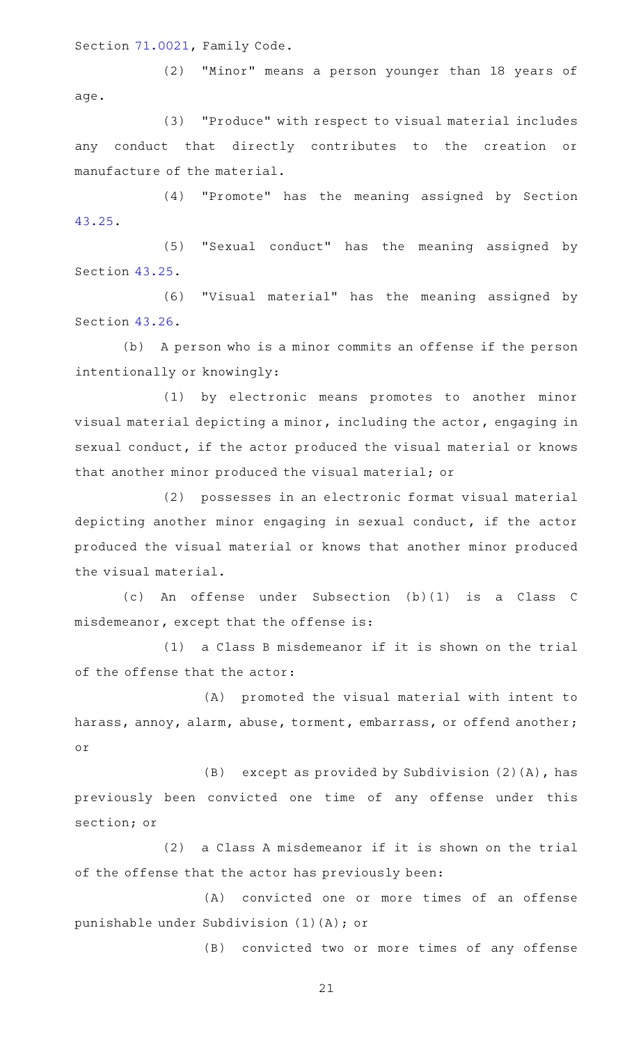Section 71.0021, Family Code.

(2) "Minor" means a person younger than 18 years of age.

(3) "Produce" with respect to visual material includes any conduct that directly contributes to the creation or manufacture of the material.

(4) "Promote" has the meaning assigned by Section 43.25.

(5) "Sexual conduct" has the meaning assigned by Section 43.25.

(6) "Visual material" has the meaning assigned by Section 43.26.

(b) A person who is a minor commits an offense if the person intentionally or knowingly:

(1) by electronic means promotes to another minor visual material depicting a minor, including the actor, engaging in sexual conduct, if the actor produced the visual material or knows that another minor produced the visual material; or

(2) possesses in an electronic format visual material depicting another minor engaging in sexual conduct, if the actor produced the visual material or knows that another minor produced the visual material.

(c) An offense under Subsection (b)(1) is a Class C misdemeanor, except that the offense is:

(1) a Class B misdemeanor if it is shown on the trial of the offense that the actor:

(A) promoted the visual material with intent to harass, annoy, alarm, abuse, torment, embarrass, or offend another; or

(B) except as provided by Subdivision (2)(A), has previously been convicted one time of any offense under this section; or

(2) a Class A misdemeanor if it is shown on the trial of the offense that the actor has previously been:

(A) convicted one or more times of an offense punishable under Subdivision (1)(A); or

(B) convicted two or more times of any offense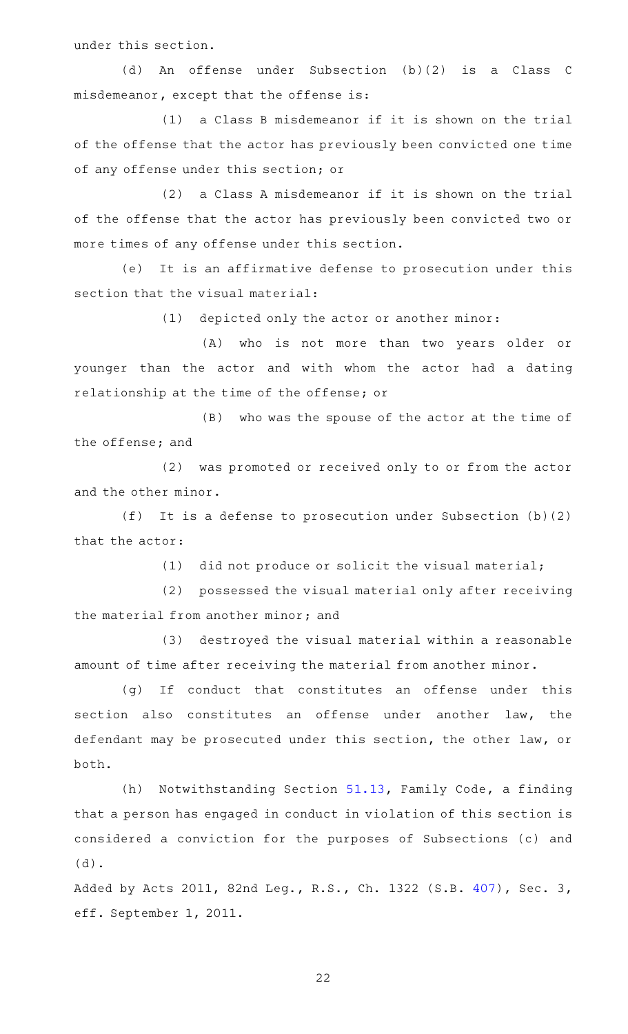under this section.

(d) An offense under Subsection (b)(2) is a Class C misdemeanor, except that the offense is:

(1) a Class B misdemeanor if it is shown on the trial of the offense that the actor has previously been convicted one time of any offense under this section; or

(2) a Class A misdemeanor if it is shown on the trial of the offense that the actor has previously been convicted two or more times of any offense under this section.

(e) It is an affirmative defense to prosecution under this section that the visual material:

(1) depicted only the actor or another minor:

(A) who is not more than two years older or younger than the actor and with whom the actor had a dating relationship at the time of the offense; or

(B) who was the spouse of the actor at the time of the offense; and

(2) was promoted or received only to or from the actor and the other minor.

(f) It is a defense to prosecution under Subsection (b)(2) that the actor:

(1) did not produce or solicit the visual material;

(2) possessed the visual material only after receiving the material from another minor; and

(3) destroyed the visual material within a reasonable amount of time after receiving the material from another minor.

(g) If conduct that constitutes an offense under this section also constitutes an offense under another law, the defendant may be prosecuted under this section, the other law, or both.

(h) Notwithstanding Section 51.13, Family Code, a finding that a person has engaged in conduct in violation of this section is considered a conviction for the purposes of Subsections (c) and (d).

Added by Acts 2011, 82nd Leg., R.S., Ch. 1322 (S.B. 407), Sec. 3, eff. September 1, 2011.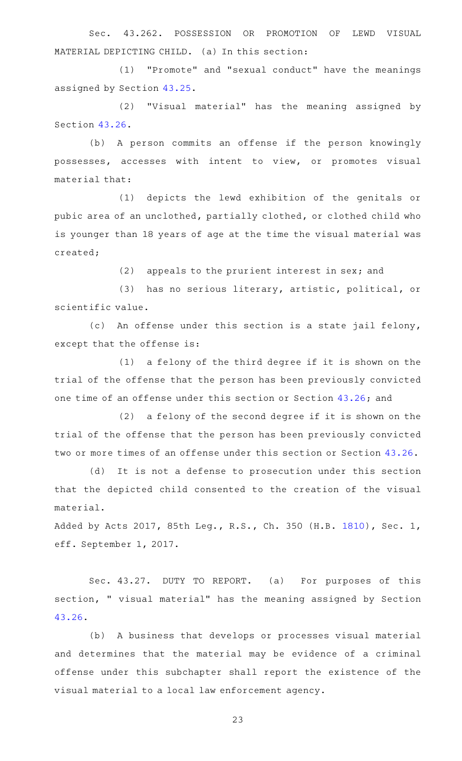Sec. 43.262. POSSESSION OR PROMOTION OF LEWD VISUAL MATERIAL DEPICTING CHILD. (a) In this section:

(1) "Promote" and "sexual conduct" have the meanings assigned by Section 43.25.

(2) "Visual material" has the meaning assigned by Section 43.26.

(b) A person commits an offense if the person knowingly possesses, accesses with intent to view, or promotes visual material that:

(1) depicts the lewd exhibition of the genitals or pubic area of an unclothed, partially clothed, or clothed child who is younger than 18 years of age at the time the visual material was created;

(2) appeals to the prurient interest in sex; and

(3) has no serious literary, artistic, political, or scientific value.

(c) An offense under this section is a state jail felony, except that the offense is:

(1) a felony of the third degree if it is shown on the trial of the offense that the person has been previously convicted one time of an offense under this section or Section 43.26; and

(2) a felony of the second degree if it is shown on the trial of the offense that the person has been previously convicted two or more times of an offense under this section or Section 43.26.

(d) It is not a defense to prosecution under this section that the depicted child consented to the creation of the visual material.

Added by Acts 2017, 85th Leg., R.S., Ch. 350 (H.B. 1810), Sec. 1, eff. September 1, 2017.

Sec. 43.27. DUTY TO REPORT. (a) For purposes of this section, " visual material" has the meaning assigned by Section 43.26.

(b) A business that develops or processes visual material and determines that the material may be evidence of a criminal offense under this subchapter shall report the existence of the visual material to a local law enforcement agency.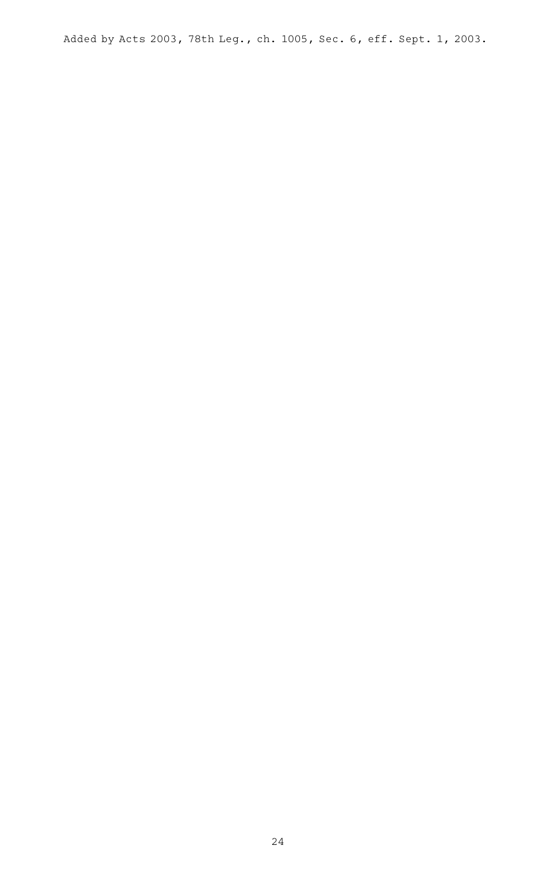Added by Acts 2003, 78th Leg., ch. 1005, Sec. 6, eff. Sept. 1, 2003.